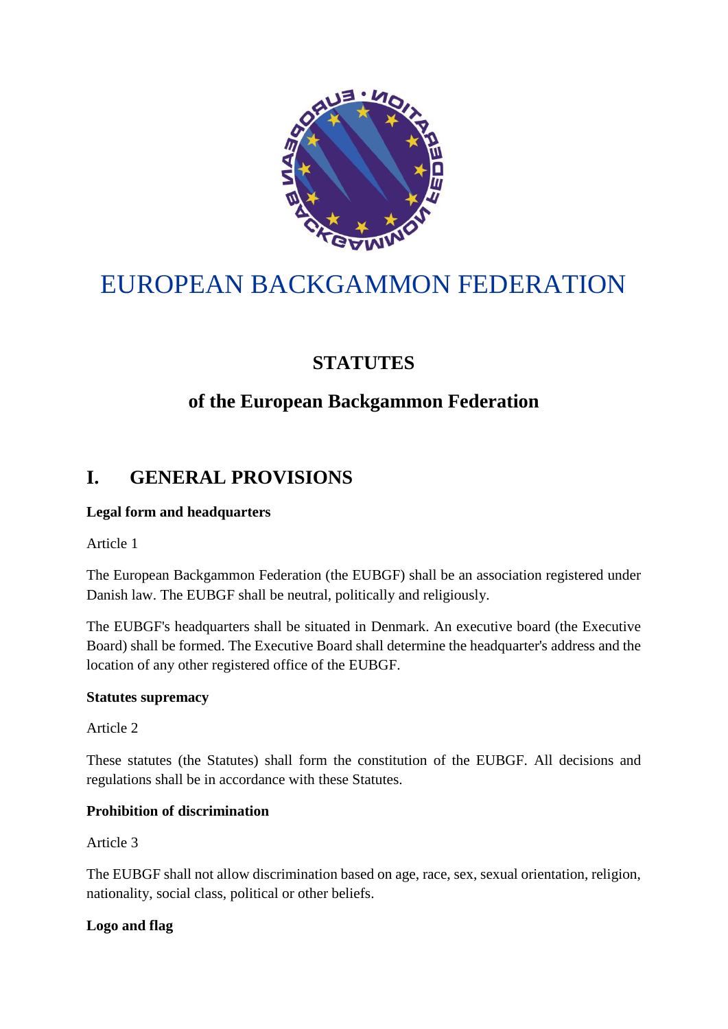# EUROPEAN BACKGAMMON FEDERATION

## STATUTES

## of the European Backgammon Federation

## I. GENERAL PROVISIONS

**Legal form and headquarters**

Article 1

The European Backgammon Federation (the EUBGF) shall be an association registered under Danish law. The EUBGF shall be neutral, politically and religiously.

The EUBGF's headquarters shall be situated in Denmark. An executive board (the Executive Board) shall be formed. The Executive Board shall determine the headquarter's address and the location of any other registered office of the EUBGF.

**Statutes supremacy**

Article 2

These statutes (the Statutes) shall form the constitution of the EUBGF. All decisions and regulations shall be in accordance with these Statutes.

**Prohibition of discrimination**

Article 3

The EUBGF shall not allow discrimination based on age, race, sex, sexual orientation, religion, nationality, social class, political or other beliefs.

**Logo and flag**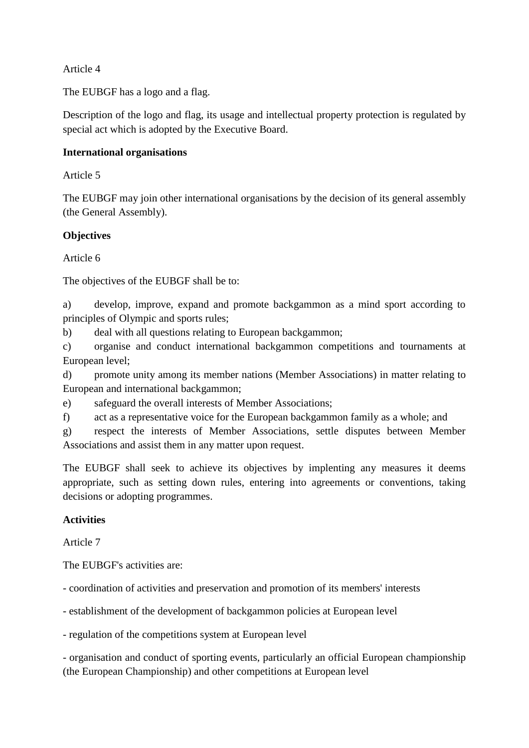Article 4

The EUBGF has a logo and a flag.

Description of the logo and flag, its usage and intellectual property protection is regulated by special act which is adopted by the Executive Board.

**International organisations**

Article 5

The EUBGF may join other international organisations by the decision of its general assembly (the General Assembly).

**Objectives**

Article 6

The objectives of the EUBGF shall be to:

a) develop, improve, expand and promote backgammon as a mind sport according to principles of Olympic and sports rules;
b) deal with all questions relating to European backgammon;
c) organise and conduct international backgammon competitions and tournaments at European level;
d) promote unity among its member nations (Member Associations) in matter relating to European and international backgammon;
e) safeguard the overall interests of Member Associations;
f) act as a representative voice for the European backgammon family as a whole; and
g) respect the interests of Member Associations, settle disputes between Member Associations and assist them in any matter upon request.

The EUBGF shall seek to achieve its objectives by implenting any measures it deems appropriate, such as setting down rules, entering into agreements or conventions, taking decisions or adopting programmes.

**Activities**

Article 7

The EUBGF's activities are:

- coordination of activities and preservation and promotion of its members' interests

- establishment of the development of backgammon policies at European level

- regulation of the competitions system at European level

- organisation and conduct of sporting events, particularly an official European championship (the European Championship) and other competitions at European level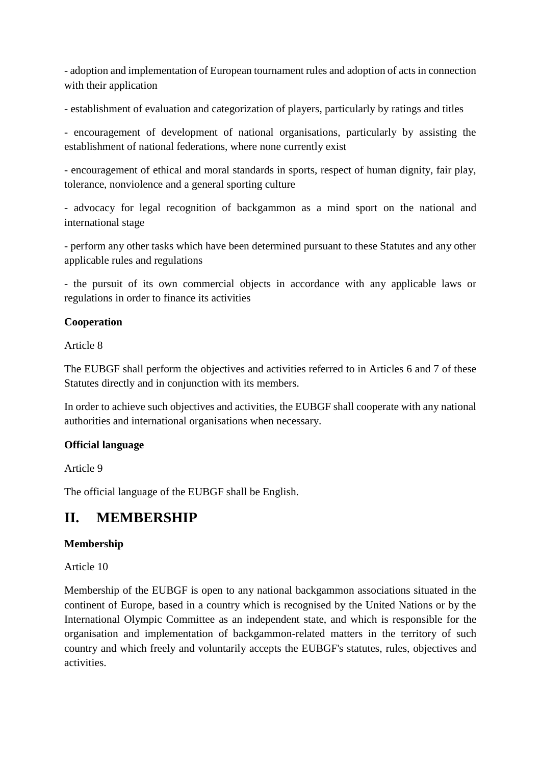- adoption and implementation of European tournament rules and adoption of acts in connection with their application

- establishment of evaluation and categorization of players, particularly by ratings and titles

- encouragement of development of national organisations, particularly by assisting the establishment of national federations, where none currently exist

- encouragement of ethical and moral standards in sports, respect of human dignity, fair play, tolerance, nonviolence and a general sporting culture

- advocacy for legal recognition of backgammon as a mind sport on the national and international stage

- perform any other tasks which have been determined pursuant to these Statutes and any other applicable rules and regulations

- the pursuit of its own commercial objects in accordance with any applicable laws or regulations in order to finance its activities

**Cooperation**

Article 8

The EUBGF shall perform the objectives and activities referred to in Articles 6 and 7 of these Statutes directly and in conjunction with its members.

In order to achieve such objectives and activities, the EUBGF shall cooperate with any national authorities and international organisations when necessary.

**Official language**

Article 9

The official language of the EUBGF shall be English.

# II. MEMBERSHIP

**Membership**

Article 10

Membership of the EUBGF is open to any national backgammon associations situated in the continent of Europe, based in a country which is recognised by the United Nations or by the International Olympic Committee as an independent state, and which is responsible for the organisation and implementation of backgammon-related matters in the territory of such country and which freely and voluntarily accepts the EUBGF's statutes, rules, objectives and activities.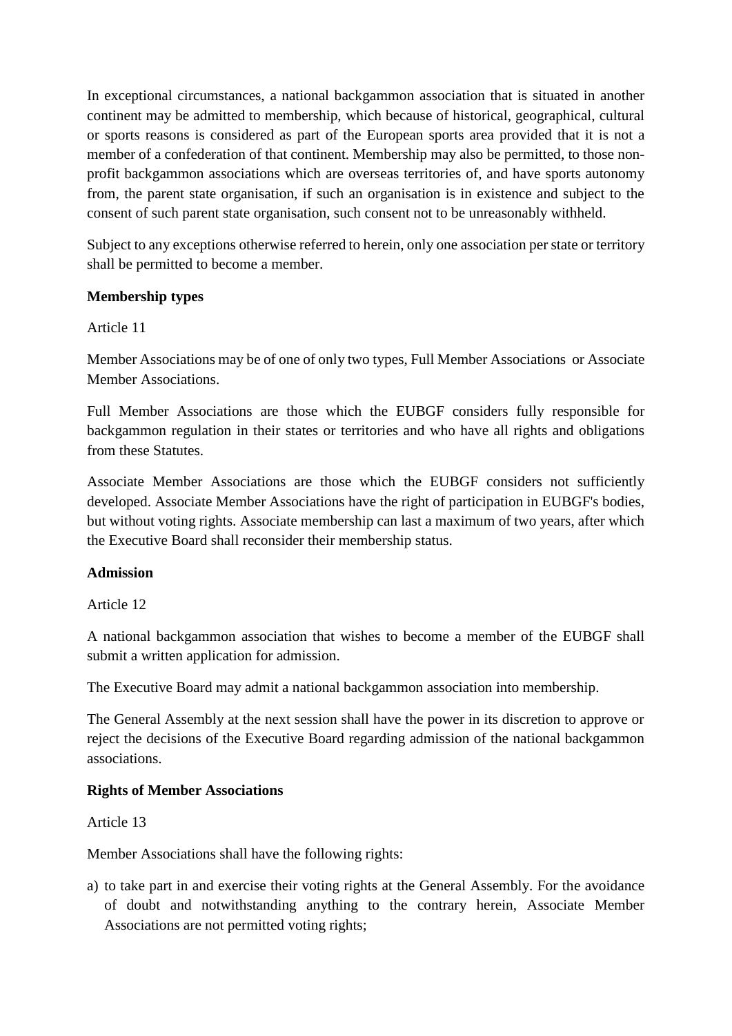In exceptional circumstances, a national backgammon association that is situated in another continent may be admitted to membership, which because of historical, geographical, cultural or sports reasons is considered as part of the European sports area provided that it is not a member of a confederation of that continent. Membership may also be permitted, to those non-profit backgammon associations which are overseas territories of, and have sports autonomy from, the parent state organisation, if such an organisation is in existence and subject to the consent of such parent state organisation, such consent not to be unreasonably withheld.

Subject to any exceptions otherwise referred to herein, only one association per state or territory shall be permitted to become a member.

**Membership types**

Article 11

Member Associations may be of one of only two types, Full Member Associations or Associate Member Associations.

Full Member Associations are those which the EUBGF considers fully responsible for backgammon regulation in their states or territories and who have all rights and obligations from these Statutes.

Associate Member Associations are those which the EUBGF considers not sufficiently developed. Associate Member Associations have the right of participation in EUBGF's bodies, but without voting rights. Associate membership can last a maximum of two years, after which the Executive Board shall reconsider their membership status.

**Admission**

Article 12

A national backgammon association that wishes to become a member of the EUBGF shall submit a written application for admission.

The Executive Board may admit a national backgammon association into membership.

The General Assembly at the next session shall have the power in its discretion to approve or reject the decisions of the Executive Board regarding admission of the national backgammon associations.

**Rights of Member Associations**

Article 13

Member Associations shall have the following rights:

a) to take part in and exercise their voting rights at the General Assembly. For the avoidance of doubt and notwithstanding anything to the contrary herein, Associate Member Associations are not permitted voting rights;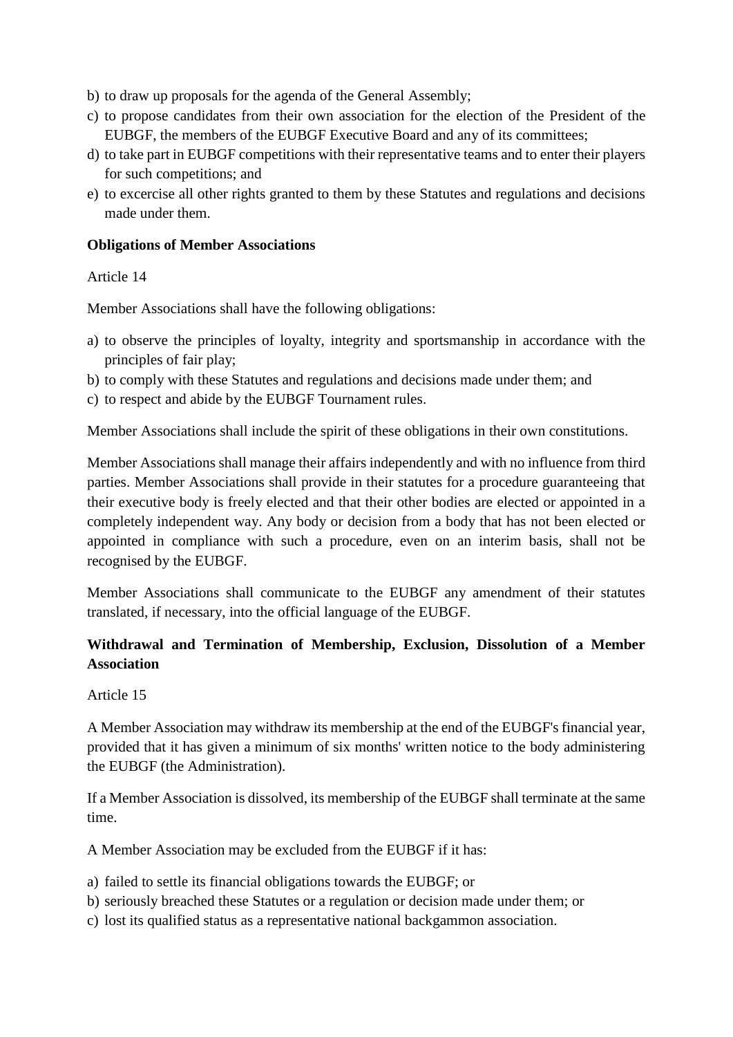b) to draw up proposals for the agenda of the General Assembly;
c) to propose candidates from their own association for the election of the President of the EUBGF, the members of the EUBGF Executive Board and any of its committees;
d) to take part in EUBGF competitions with their representative teams and to enter their players for such competitions; and
e) to excercise all other rights granted to them by these Statutes and regulations and decisions made under them.

**Obligations of Member Associations**

Article 14

Member Associations shall have the following obligations:

a) to observe the principles of loyalty, integrity and sportsmanship in accordance with the principles of fair play;
b) to comply with these Statutes and regulations and decisions made under them; and
c) to respect and abide by the EUBGF Tournament rules.

Member Associations shall include the spirit of these obligations in their own constitutions.

Member Associations shall manage their affairs independently and with no influence from third parties. Member Associations shall provide in their statutes for a procedure guaranteeing that their executive body is freely elected and that their other bodies are elected or appointed in a completely independent way. Any body or decision from a body that has not been elected or appointed in compliance with such a procedure, even on an interim basis, shall not be recognised by the EUBGF.

Member Associations shall communicate to the EUBGF any amendment of their statutes translated, if necessary, into the official language of the EUBGF.

**Withdrawal and Termination of Membership, Exclusion, Dissolution of a Member Association**

Article 15

A Member Association may withdraw its membership at the end of the EUBGF's financial year, provided that it has given a minimum of six months' written notice to the body administering the EUBGF (the Administration).

If a Member Association is dissolved, its membership of the EUBGF shall terminate at the same time.

A Member Association may be excluded from the EUBGF if it has:

a) failed to settle its financial obligations towards the EUBGF; or
b) seriously breached these Statutes or a regulation or decision made under them; or
c) lost its qualified status as a representative national backgammon association.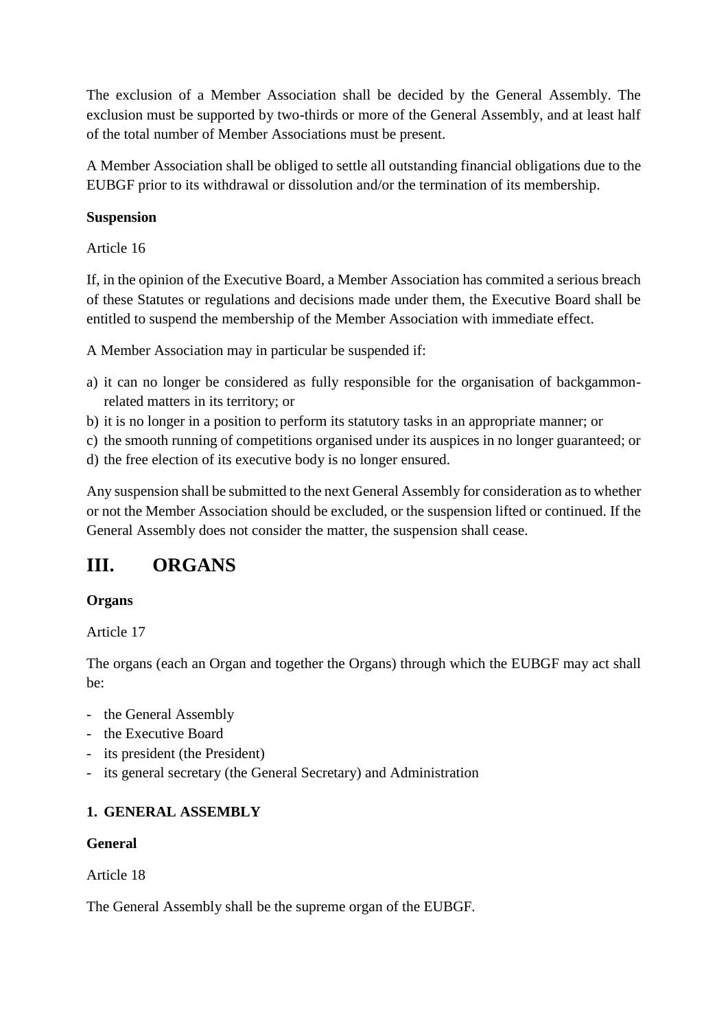The exclusion of a Member Association shall be decided by the General Assembly. The exclusion must be supported by two-thirds or more of the General Assembly, and at least half of the total number of Member Associations must be present.

A Member Association shall be obliged to settle all outstanding financial obligations due to the EUBGF prior to its withdrawal or dissolution and/or the termination of its membership.

**Suspension**

Article 16

If, in the opinion of the Executive Board, a Member Association has commited a serious breach of these Statutes or regulations and decisions made under them, the Executive Board shall be entitled to suspend the membership of the Member Association with immediate effect.

A Member Association may in particular be suspended if:

a) it can no longer be considered as fully responsible for the organisation of backgammon-related matters in its territory; or
b) it is no longer in a position to perform its statutory tasks in an appropriate manner; or
c) the smooth running of competitions organised under its auspices in no longer guaranteed; or
d) the free election of its executive body is no longer ensured.

Any suspension shall be submitted to the next General Assembly for consideration as to whether or not the Member Association should be excluded, or the suspension lifted or continued. If the General Assembly does not consider the matter, the suspension shall cease.

# III. ORGANS

**Organs**

Article 17

The organs (each an Organ and together the Organs) through which the EUBGF may act shall be:

- the General Assembly
- the Executive Board
- its president (the President)
- its general secretary (the General Secretary) and Administration

## 1. GENERAL ASSEMBLY

**General**

Article 18

The General Assembly shall be the supreme organ of the EUBGF.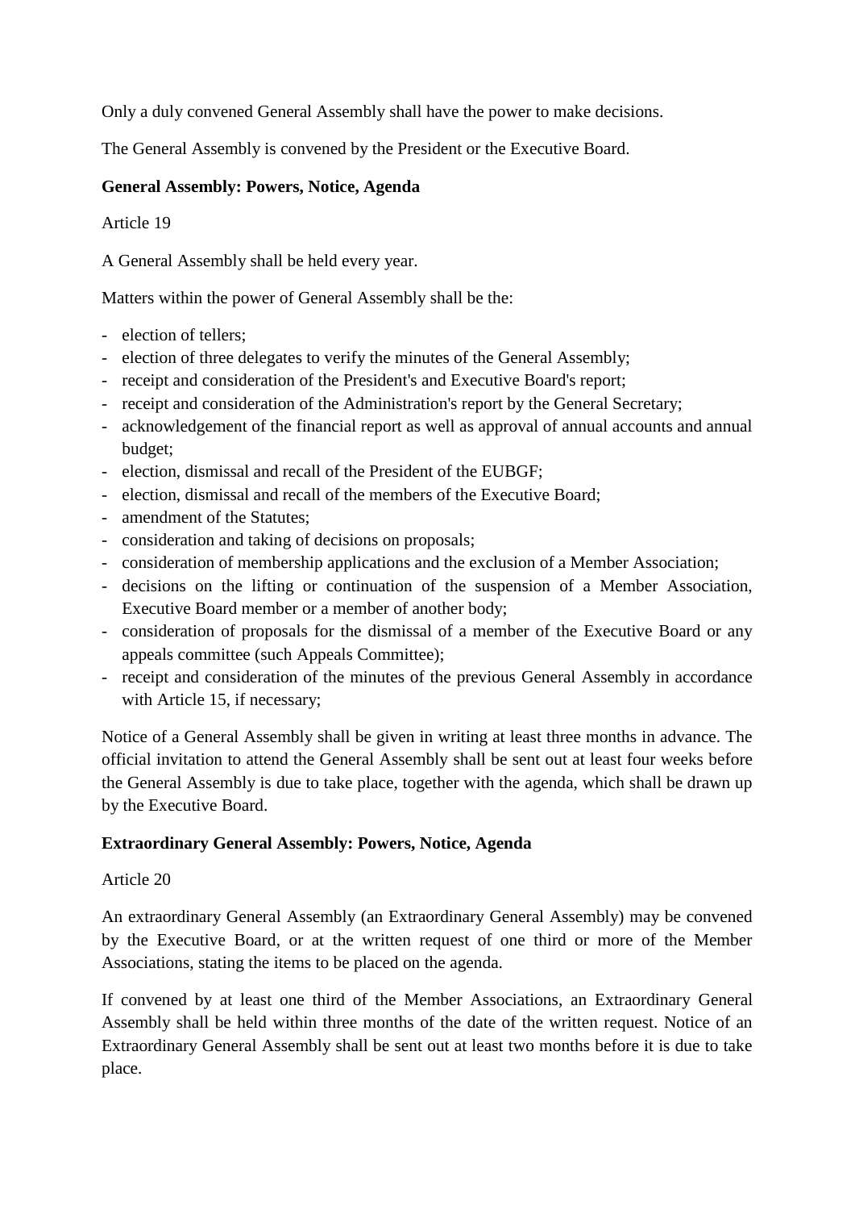Only a duly convened General Assembly shall have the power to make decisions.

The General Assembly is convened by the President or the Executive Board.

**General Assembly: Powers, Notice, Agenda**

Article 19

A General Assembly shall be held every year.

Matters within the power of General Assembly shall be the:

- election of tellers;
- election of three delegates to verify the minutes of the General Assembly;
- receipt and consideration of the President's and Executive Board's report;
- receipt and consideration of the Administration's report by the General Secretary;
- acknowledgement of the financial report as well as approval of annual accounts and annual budget;
- election, dismissal and recall of the President of the EUBGF;
- election, dismissal and recall of the members of the Executive Board;
- amendment of the Statutes;
- consideration and taking of decisions on proposals;
- consideration of membership applications and the exclusion of a Member Association;
- decisions on the lifting or continuation of the suspension of a Member Association, Executive Board member or a member of another body;
- consideration of proposals for the dismissal of a member of the Executive Board or any appeals committee (such Appeals Committee);
- receipt and consideration of the minutes of the previous General Assembly in accordance with Article 15, if necessary;

Notice of a General Assembly shall be given in writing at least three months in advance. The official invitation to attend the General Assembly shall be sent out at least four weeks before the General Assembly is due to take place, together with the agenda, which shall be drawn up by the Executive Board.

**Extraordinary General Assembly: Powers, Notice, Agenda**

Article 20

An extraordinary General Assembly (an Extraordinary General Assembly) may be convened by the Executive Board, or at the written request of one third or more of the Member Associations, stating the items to be placed on the agenda.

If convened by at least one third of the Member Associations, an Extraordinary General Assembly shall be held within three months of the date of the written request. Notice of an Extraordinary General Assembly shall be sent out at least two months before it is due to take place.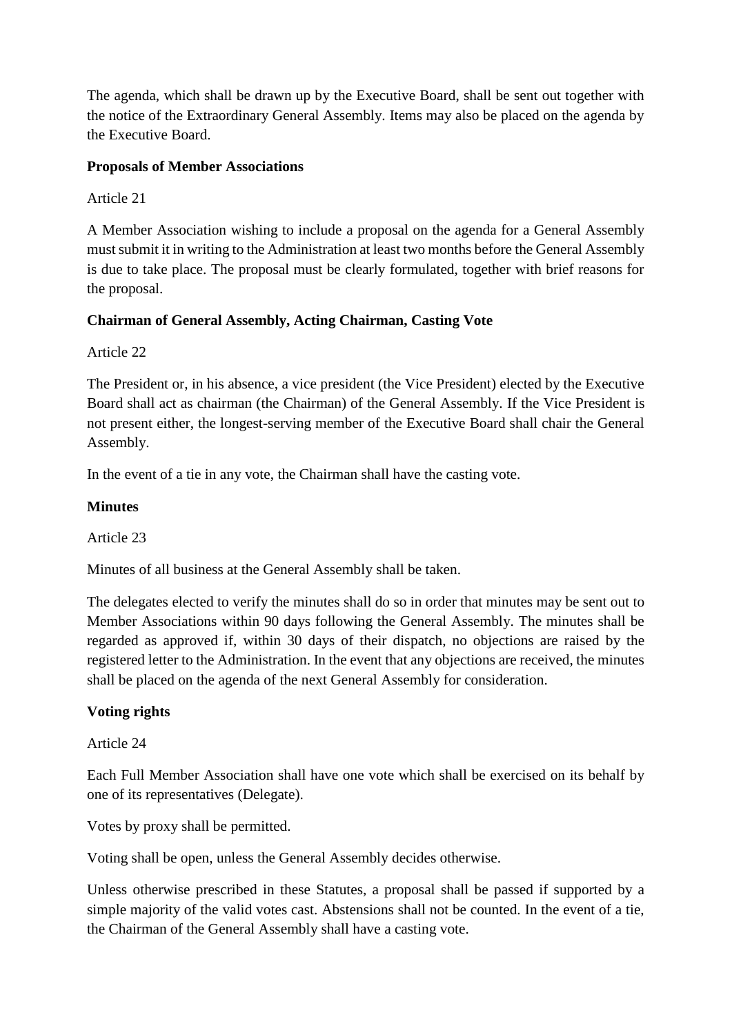The agenda, which shall be drawn up by the Executive Board, shall be sent out together with the notice of the Extraordinary General Assembly. Items may also be placed on the agenda by the Executive Board.

**Proposals of Member Associations**

Article 21

A Member Association wishing to include a proposal on the agenda for a General Assembly must submit it in writing to the Administration at least two months before the General Assembly is due to take place. The proposal must be clearly formulated, together with brief reasons for the proposal.

**Chairman of General Assembly, Acting Chairman, Casting Vote**

Article 22

The President or, in his absence, a vice president (the Vice President) elected by the Executive Board shall act as chairman (the Chairman) of the General Assembly. If the Vice President is not present either, the longest-serving member of the Executive Board shall chair the General Assembly.

In the event of a tie in any vote, the Chairman shall have the casting vote.

**Minutes**

Article 23

Minutes of all business at the General Assembly shall be taken.

The delegates elected to verify the minutes shall do so in order that minutes may be sent out to Member Associations within 90 days following the General Assembly. The minutes shall be regarded as approved if, within 30 days of their dispatch, no objections are raised by the registered letter to the Administration. In the event that any objections are received, the minutes shall be placed on the agenda of the next General Assembly for consideration.

**Voting rights**

Article 24

Each Full Member Association shall have one vote which shall be exercised on its behalf by one of its representatives (Delegate).

Votes by proxy shall be permitted.

Voting shall be open, unless the General Assembly decides otherwise.

Unless otherwise prescribed in these Statutes, a proposal shall be passed if supported by a simple majority of the valid votes cast. Abstensions shall not be counted. In the event of a tie, the Chairman of the General Assembly shall have a casting vote.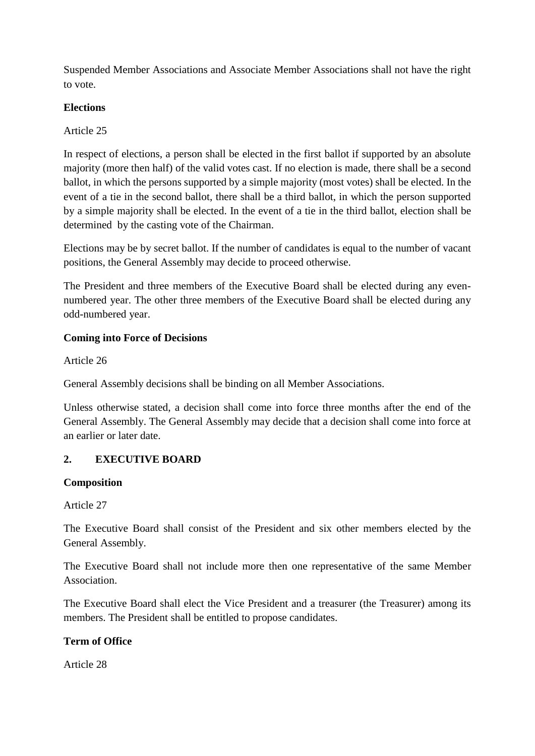Suspended Member Associations and Associate Member Associations shall not have the right to vote.

**Elections**

Article 25

In respect of elections, a person shall be elected in the first ballot if supported by an absolute majority (more then half) of the valid votes cast. If no election is made, there shall be a second ballot, in which the persons supported by a simple majority (most votes) shall be elected. In the event of a tie in the second ballot, there shall be a third ballot, in which the person supported by a simple majority shall be elected. In the event of a tie in the third ballot, election shall be determined by the casting vote of the Chairman.

Elections may be by secret ballot. If the number of candidates is equal to the number of vacant positions, the General Assembly may decide to proceed otherwise.

The President and three members of the Executive Board shall be elected during any even-numbered year. The other three members of the Executive Board shall be elected during any odd-numbered year.

**Coming into Force of Decisions**

Article 26

General Assembly decisions shall be binding on all Member Associations.

Unless otherwise stated, a decision shall come into force three months after the end of the General Assembly. The General Assembly may decide that a decision shall come into force at an earlier or later date.

## 2. EXECUTIVE BOARD

**Composition**

Article 27

The Executive Board shall consist of the President and six other members elected by the General Assembly.

The Executive Board shall not include more then one representative of the same Member Association.

The Executive Board shall elect the Vice President and a treasurer (the Treasurer) among its members. The President shall be entitled to propose candidates.

**Term of Office**

Article 28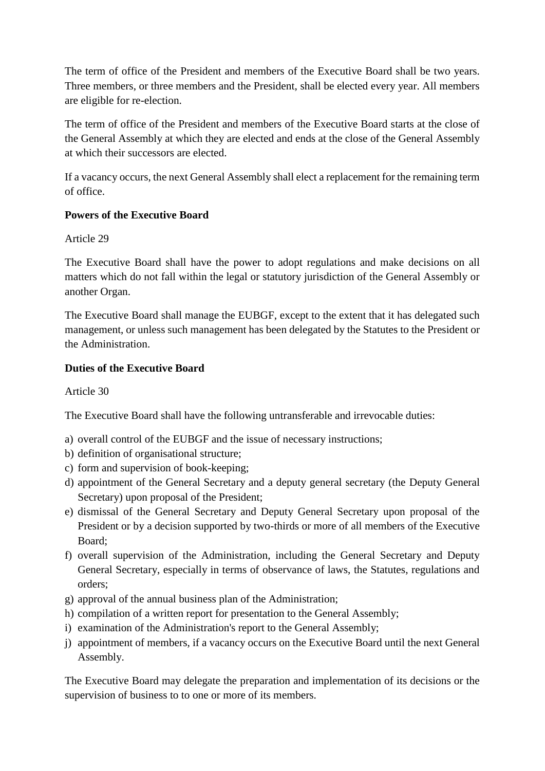The term of office of the President and members of the Executive Board shall be two years. Three members, or three members and the President, shall be elected every year. All members are eligible for re-election.

The term of office of the President and members of the Executive Board starts at the close of the General Assembly at which they are elected and ends at the close of the General Assembly at which their successors are elected.

If a vacancy occurs, the next General Assembly shall elect a replacement for the remaining term of office.

**Powers of the Executive Board**

Article 29

The Executive Board shall have the power to adopt regulations and make decisions on all matters which do not fall within the legal or statutory jurisdiction of the General Assembly or another Organ.

The Executive Board shall manage the EUBGF, except to the extent that it has delegated such management, or unless such management has been delegated by the Statutes to the President or the Administration.

**Duties of the Executive Board**

Article 30

The Executive Board shall have the following untransferable and irrevocable duties:

a) overall control of the EUBGF and the issue of necessary instructions;
b) definition of organisational structure;
c) form and supervision of book-keeping;
d) appointment of the General Secretary and a deputy general secretary (the Deputy General Secretary) upon proposal of the President;
e) dismissal of the General Secretary and Deputy General Secretary upon proposal of the President or by a decision supported by two-thirds or more of all members of the Executive Board;
f) overall supervision of the Administration, including the General Secretary and Deputy General Secretary, especially in terms of observance of laws, the Statutes, regulations and orders;
g) approval of the annual business plan of the Administration;
h) compilation of a written report for presentation to the General Assembly;
i) examination of the Administration's report to the General Assembly;
j) appointment of members, if a vacancy occurs on the Executive Board until the next General Assembly.

The Executive Board may delegate the preparation and implementation of its decisions or the supervision of business to to one or more of its members.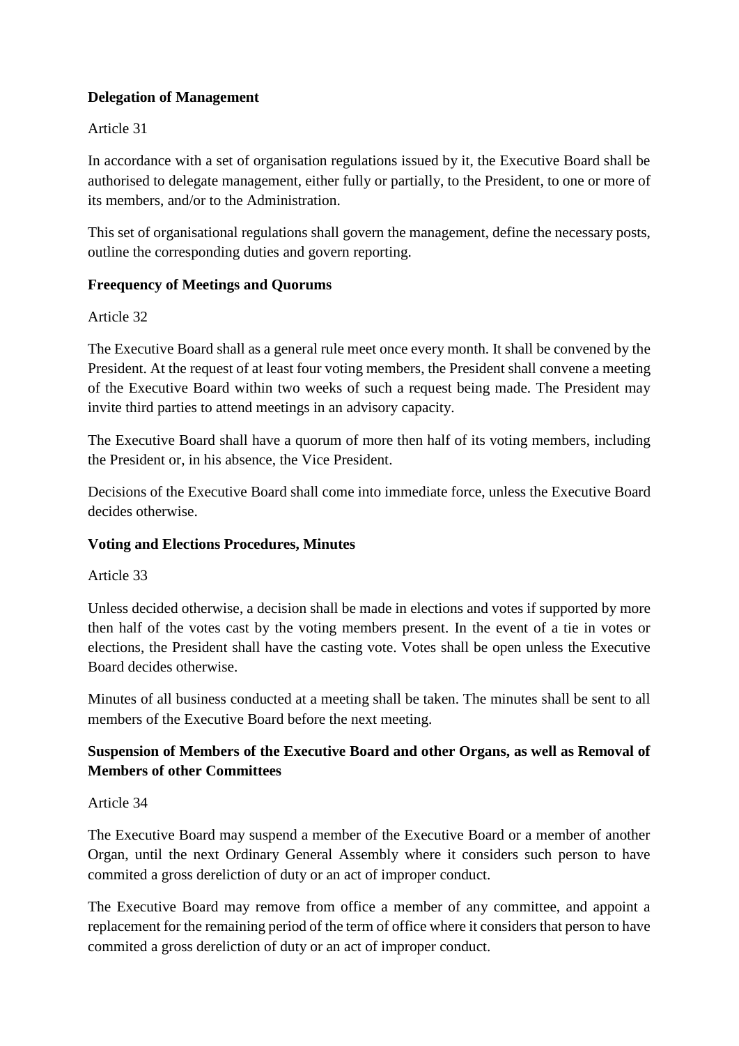**Delegation of Management**

Article 31

In accordance with a set of organisation regulations issued by it, the Executive Board shall be authorised to delegate management, either fully or partially, to the President, to one or more of its members, and/or to the Administration.

This set of organisational regulations shall govern the management, define the necessary posts, outline the corresponding duties and govern reporting.

**Freequency of Meetings and Quorums**

Article 32

The Executive Board shall as a general rule meet once every month. It shall be convened by the President. At the request of at least four voting members, the President shall convene a meeting of the Executive Board within two weeks of such a request being made. The President may invite third parties to attend meetings in an advisory capacity.

The Executive Board shall have a quorum of more then half of its voting members, including the President or, in his absence, the Vice President.

Decisions of the Executive Board shall come into immediate force, unless the Executive Board decides otherwise.

**Voting and Elections Procedures, Minutes**

Article 33

Unless decided otherwise, a decision shall be made in elections and votes if supported by more then half of the votes cast by the voting members present. In the event of a tie in votes or elections, the President shall have the casting vote. Votes shall be open unless the Executive Board decides otherwise.

Minutes of all business conducted at a meeting shall be taken. The minutes shall be sent to all members of the Executive Board before the next meeting.

**Suspension of Members of the Executive Board and other Organs, as well as Removal of Members of other Committees**

Article 34

The Executive Board may suspend a member of the Executive Board or a member of another Organ, until the next Ordinary General Assembly where it considers such person to have commited a gross dereliction of duty or an act of improper conduct.

The Executive Board may remove from office a member of any committee, and appoint a replacement for the remaining period of the term of office where it considers that person to have commited a gross dereliction of duty or an act of improper conduct.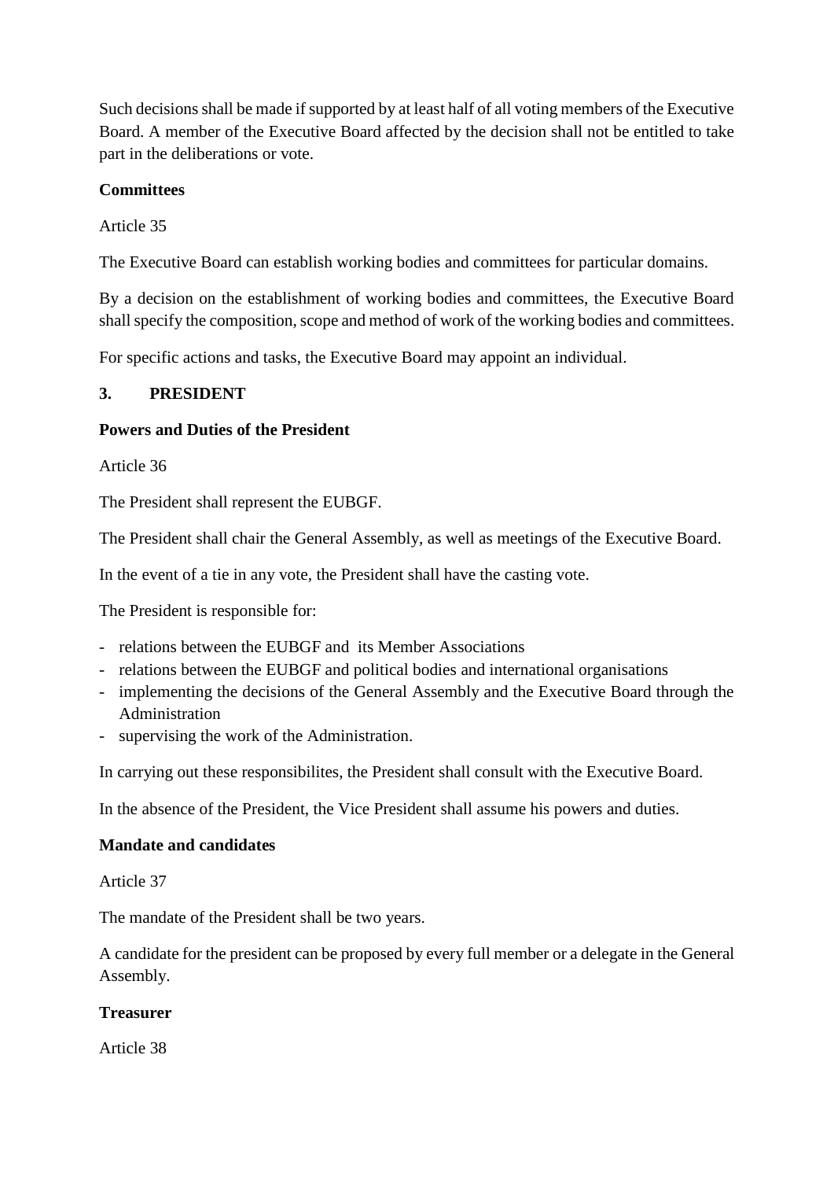Such decisions shall be made if supported by at least half of all voting members of the Executive Board. A member of the Executive Board affected by the decision shall not be entitled to take part in the deliberations or vote.

**Committees**

Article 35

The Executive Board can establish working bodies and committees for particular domains.

By a decision on the establishment of working bodies and committees, the Executive Board shall specify the composition, scope and method of work of the working bodies and committees.

For specific actions and tasks, the Executive Board may appoint an individual.

## 3. PRESIDENT

**Powers and Duties of the President**

Article 36

The President shall represent the EUBGF.

The President shall chair the General Assembly, as well as meetings of the Executive Board.

In the event of a tie in any vote, the President shall have the casting vote.

The President is responsible for:

- relations between the EUBGF and its Member Associations
- relations between the EUBGF and political bodies and international organisations
- implementing the decisions of the General Assembly and the Executive Board through the Administration
- supervising the work of the Administration.

In carrying out these responsibilites, the President shall consult with the Executive Board.

In the absence of the President, the Vice President shall assume his powers and duties.

**Mandate and candidates**

Article 37

The mandate of the President shall be two years.

A candidate for the president can be proposed by every full member or a delegate in the General Assembly.

**Treasurer**

Article 38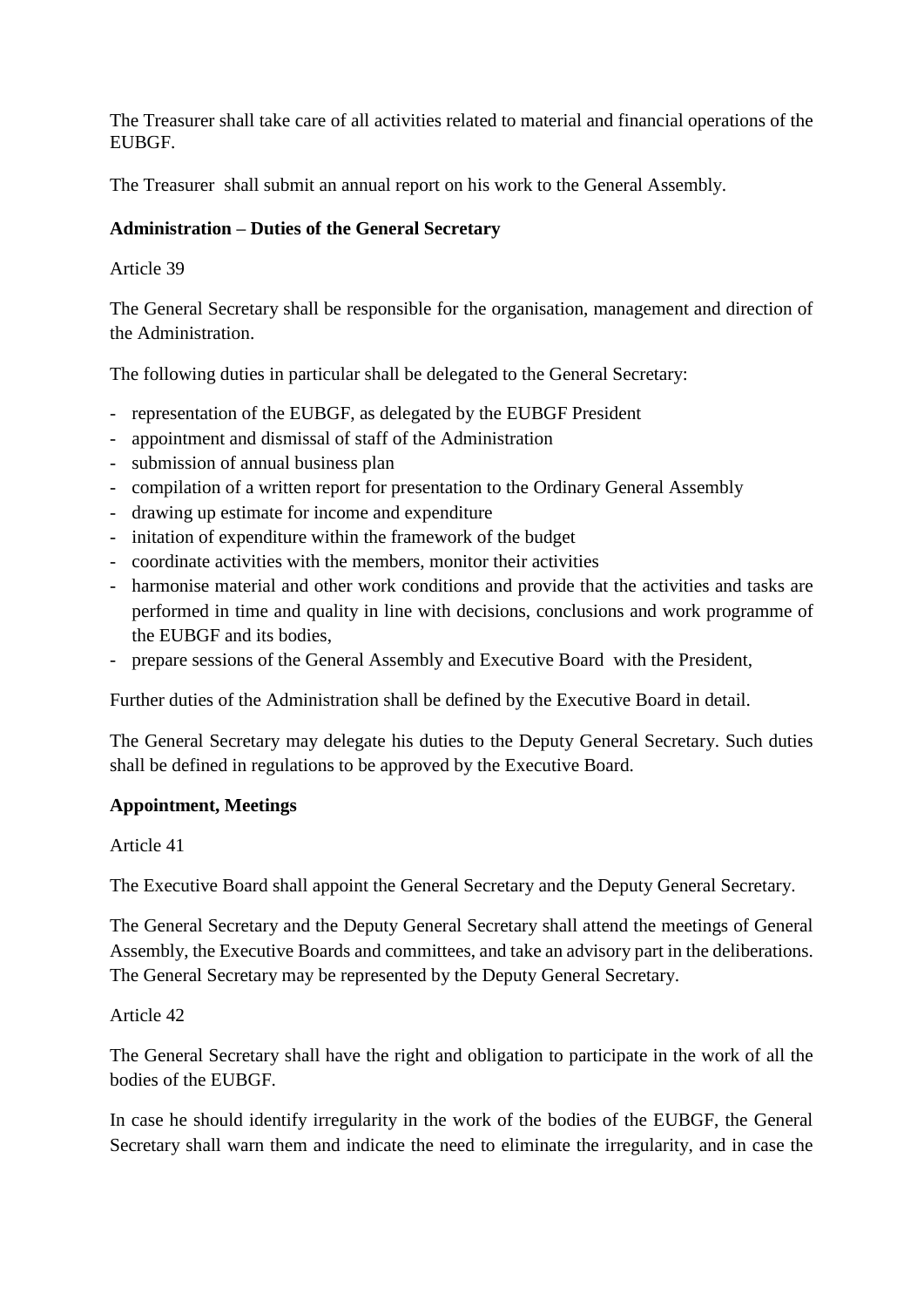The Treasurer shall take care of all activities related to material and financial operations of the EUBGF.

The Treasurer shall submit an annual report on his work to the General Assembly.

**Administration – Duties of the General Secretary**

Article 39

The General Secretary shall be responsible for the organisation, management and direction of the Administration.

The following duties in particular shall be delegated to the General Secretary:

- representation of the EUBGF, as delegated by the EUBGF President
- appointment and dismissal of staff of the Administration
- submission of annual business plan
- compilation of a written report for presentation to the Ordinary General Assembly
- drawing up estimate for income and expenditure
- initation of expenditure within the framework of the budget
- coordinate activities with the members, monitor their activities
- harmonise material and other work conditions and provide that the activities and tasks are performed in time and quality in line with decisions, conclusions and work programme of the EUBGF and its bodies,
- prepare sessions of the General Assembly and Executive Board with the President,

Further duties of the Administration shall be defined by the Executive Board in detail.

The General Secretary may delegate his duties to the Deputy General Secretary. Such duties shall be defined in regulations to be approved by the Executive Board.

**Appointment, Meetings**

Article 41

The Executive Board shall appoint the General Secretary and the Deputy General Secretary.

The General Secretary and the Deputy General Secretary shall attend the meetings of General Assembly, the Executive Boards and committees, and take an advisory part in the deliberations. The General Secretary may be represented by the Deputy General Secretary.

Article 42

The General Secretary shall have the right and obligation to participate in the work of all the bodies of the EUBGF.

In case he should identify irregularity in the work of the bodies of the EUBGF, the General Secretary shall warn them and indicate the need to eliminate the irregularity, and in case the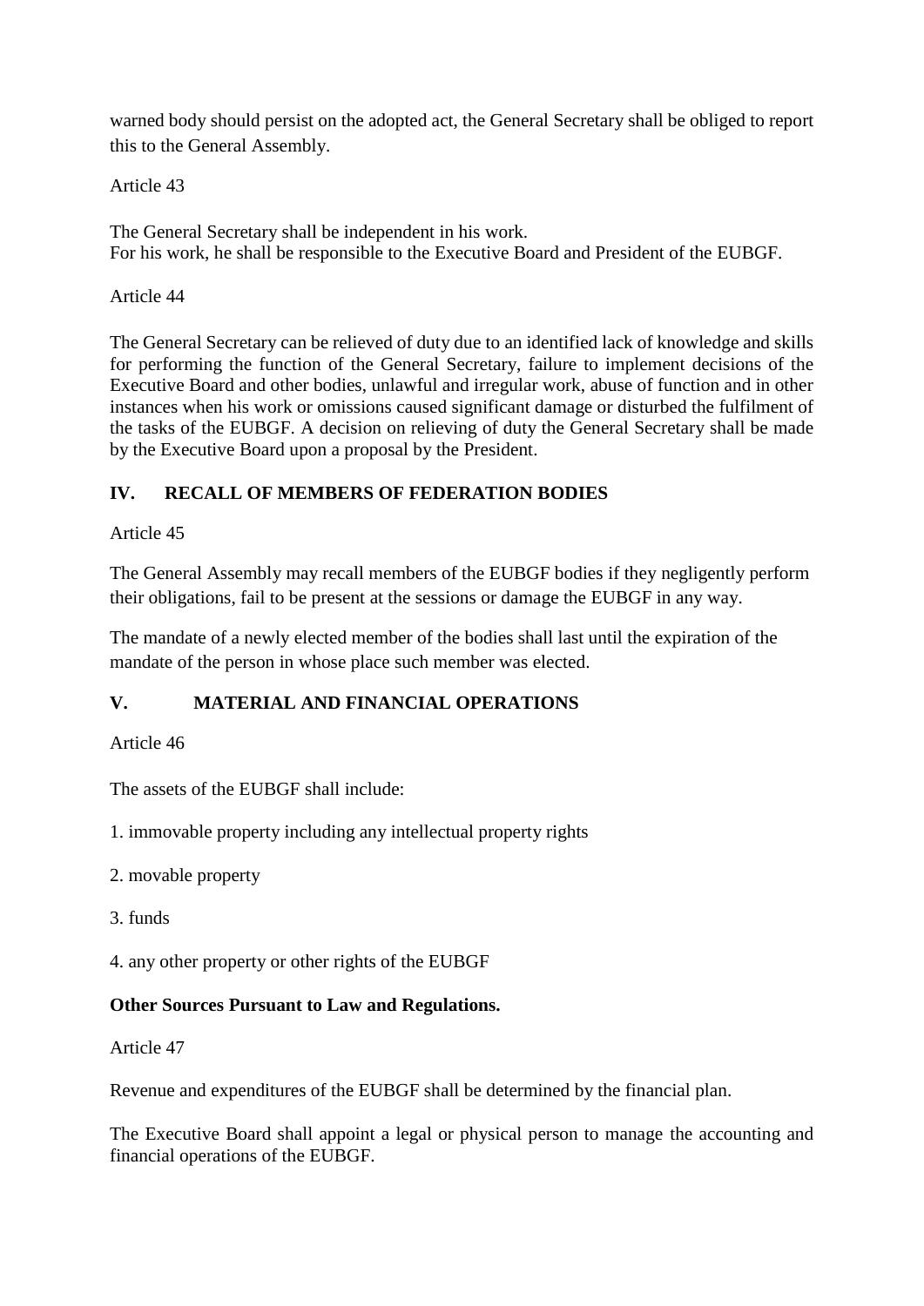warned body should persist on the adopted act, the General Secretary shall be obliged to report this to the General Assembly.

Article 43

The General Secretary shall be independent in his work.
For his work, he shall be responsible to the Executive Board and President of the EUBGF.

Article 44

The General Secretary can be relieved of duty due to an identified lack of knowledge and skills for performing the function of the General Secretary, failure to implement decisions of the Executive Board and other bodies, unlawful and irregular work, abuse of function and in other instances when his work or omissions caused significant damage or disturbed the fulfilment of the tasks of the EUBGF. A decision on relieving of duty the General Secretary shall be made by the Executive Board upon a proposal by the President.

## IV. RECALL OF MEMBERS OF FEDERATION BODIES

Article 45

The General Assembly may recall members of the EUBGF bodies if they negligently perform their obligations, fail to be present at the sessions or damage the EUBGF in any way.

The mandate of a newly elected member of the bodies shall last until the expiration of the mandate of the person in whose place such member was elected.

## V. MATERIAL AND FINANCIAL OPERATIONS

Article 46

The assets of the EUBGF shall include:

1. immovable property including any intellectual property rights

2. movable property

3. funds

4. any other property or other rights of the EUBGF

**Other Sources Pursuant to Law and Regulations.**

Article 47

Revenue and expenditures of the EUBGF shall be determined by the financial plan.

The Executive Board shall appoint a legal or physical person to manage the accounting and financial operations of the EUBGF.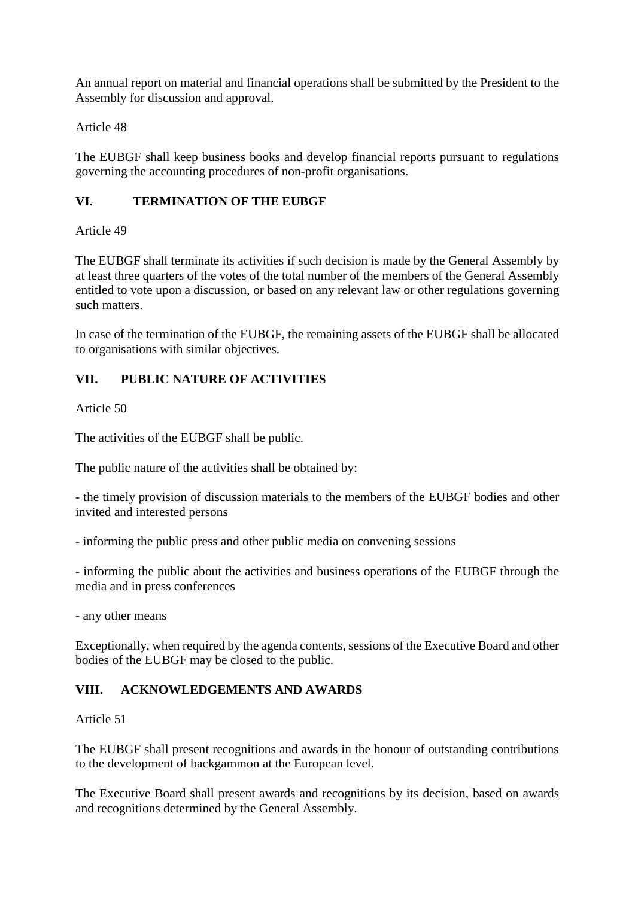An annual report on material and financial operations shall be submitted by the President to the Assembly for discussion and approval.

Article 48

The EUBGF shall keep business books and develop financial reports pursuant to regulations governing the accounting procedures of non-profit organisations.

## VI. TERMINATION OF THE EUBGF

Article 49

The EUBGF shall terminate its activities if such decision is made by the General Assembly by at least three quarters of the votes of the total number of the members of the General Assembly entitled to vote upon a discussion, or based on any relevant law or other regulations governing such matters.

In case of the termination of the EUBGF, the remaining assets of the EUBGF shall be allocated to organisations with similar objectives.

## VII. PUBLIC NATURE OF ACTIVITIES

Article 50

The activities of the EUBGF shall be public.

The public nature of the activities shall be obtained by:

- the timely provision of discussion materials to the members of the EUBGF bodies and other invited and interested persons

- informing the public press and other public media on convening sessions

- informing the public about the activities and business operations of the EUBGF through the media and in press conferences

- any other means

Exceptionally, when required by the agenda contents, sessions of the Executive Board and other bodies of the EUBGF may be closed to the public.

## VIII. ACKNOWLEDGEMENTS AND AWARDS

Article 51

The EUBGF shall present recognitions and awards in the honour of outstanding contributions to the development of backgammon at the European level.

The Executive Board shall present awards and recognitions by its decision, based on awards and recognitions determined by the General Assembly.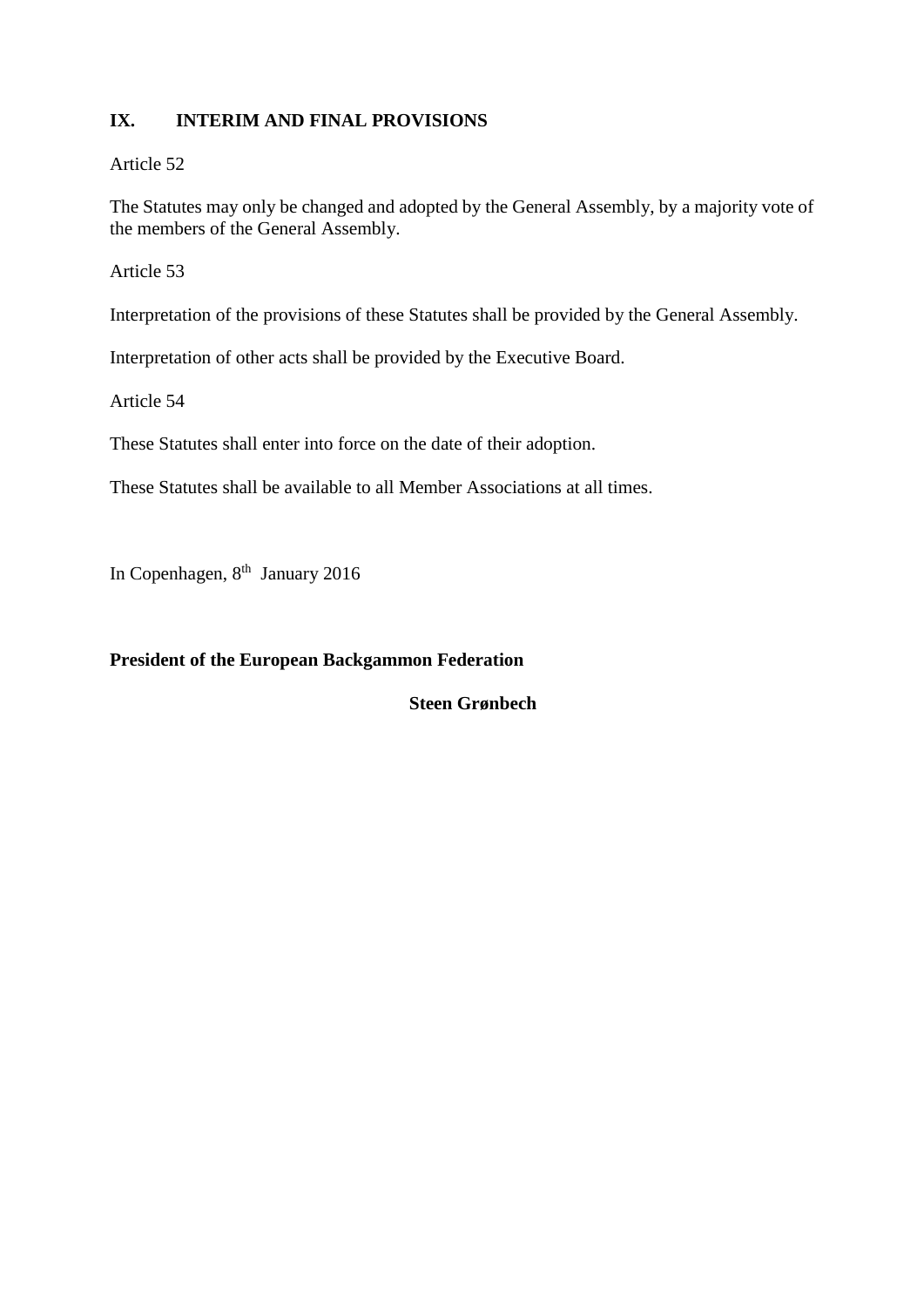## IX. INTERIM AND FINAL PROVISIONS

Article 52

The Statutes may only be changed and adopted by the General Assembly, by a majority vote of the members of the General Assembly.

Article 53

Interpretation of the provisions of these Statutes shall be provided by the General Assembly.

Interpretation of other acts shall be provided by the Executive Board.

Article 54

These Statutes shall enter into force on the date of their adoption.

These Statutes shall be available to all Member Associations at all times.

In Copenhagen, 8th January 2016

**President of the European Backgammon Federation**

**Steen Grønbech**